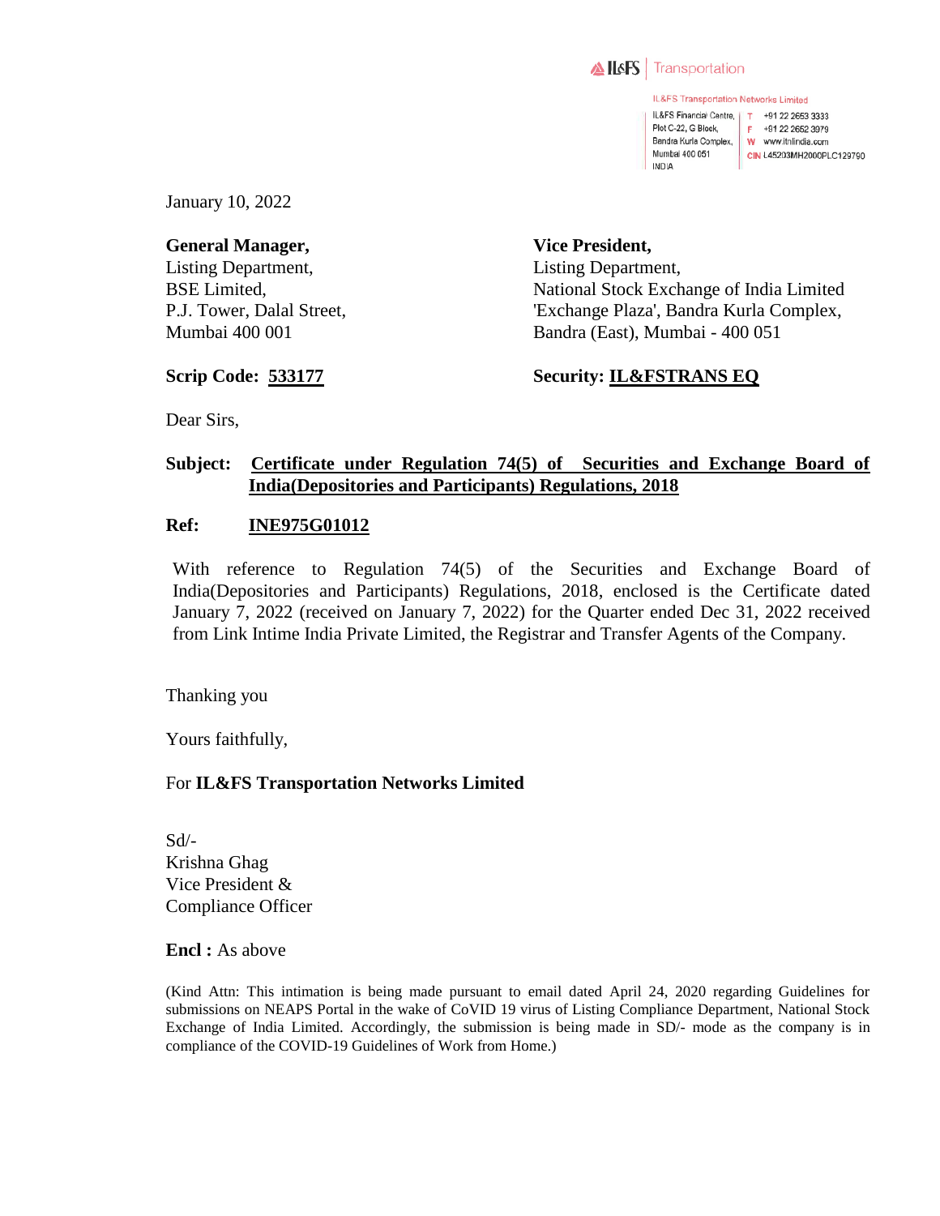IL&FS | Transportation

IL&FS Transportation Networks Limited

IL&FS Financial Centre,
Plot C-22, G Block,
Bandra Kurla Complex,
Mumbai 400 051
INDIA

T +91 22 2653 3333
F +91 22 2652 3979
W www.itnlindia.com
CIN L45203MH2000PLC129790

January 10, 2022

**General Manager,**
Listing Department,
BSE Limited,
P.J. Tower, Dalal Street,
Mumbai 400 001

**Vice President,**
Listing Department,
National Stock Exchange of India Limited
'Exchange Plaza', Bandra Kurla Complex,
Bandra (East), Mumbai - 400 051

**Scrip Code: 533177**

**Security: IL&FSTRANS EQ**

Dear Sirs,

**Subject: Certificate under Regulation 74(5) of Securities and Exchange Board of India(Depositories and Participants) Regulations, 2018**

**Ref: INE975G01012**

With reference to Regulation 74(5) of the Securities and Exchange Board of India(Depositories and Participants) Regulations, 2018, enclosed is the Certificate dated January 7, 2022 (received on January 7, 2022) for the Quarter ended Dec 31, 2022 received from Link Intime India Private Limited, the Registrar and Transfer Agents of the Company.

Thanking you

Yours faithfully,

For **IL&FS Transportation Networks Limited**

Sd/-
Krishna Ghag
Vice President &
Compliance Officer

**Encl :** As above

(Kind Attn: This intimation is being made pursuant to email dated April 24, 2020 regarding Guidelines for submissions on NEAPS Portal in the wake of CoVID 19 virus of Listing Compliance Department, National Stock Exchange of India Limited. Accordingly, the submission is being made in SD/- mode as the company is in compliance of the COVID-19 Guidelines of Work from Home.)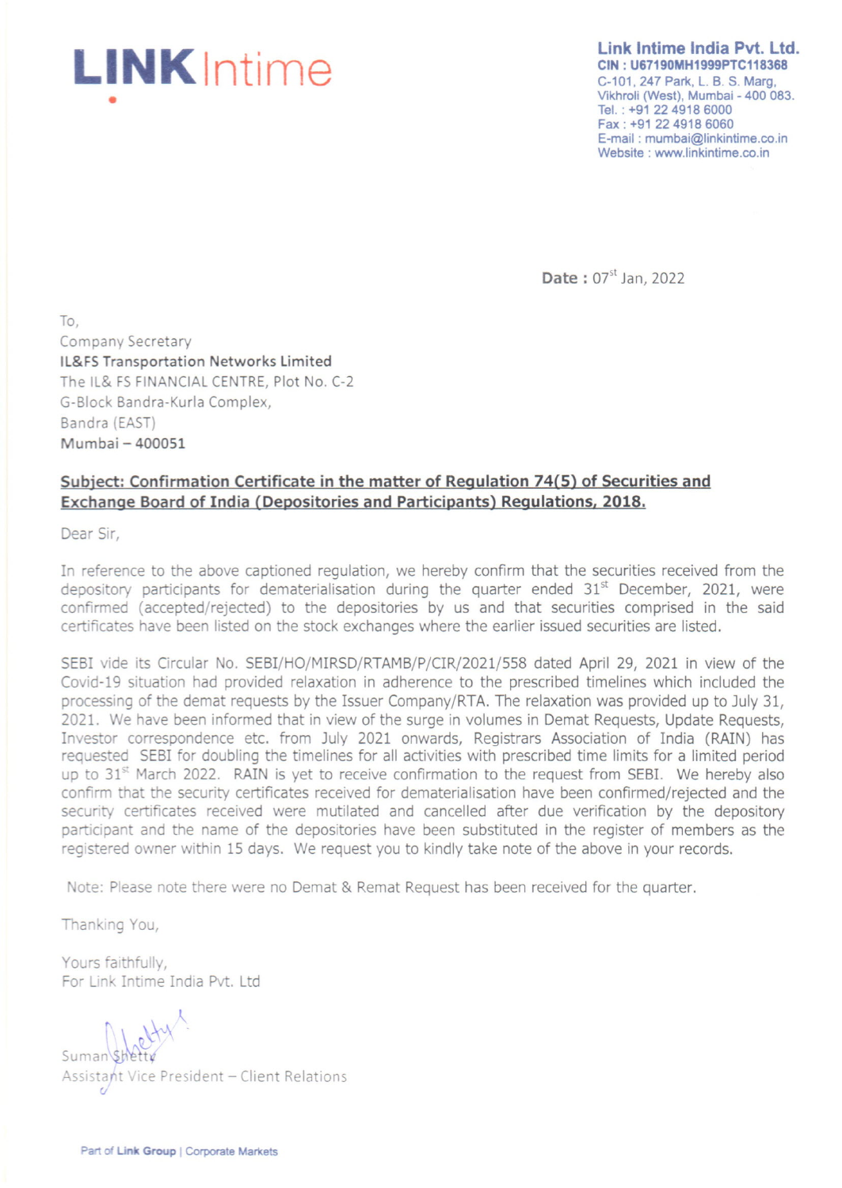**LINK** Intime

**Link Intime India Pvt. Ltd.**
**CIN : U67190MH1999PTC118368**
C-101, 247 Park, L. B. S. Marg,
Vikhroli (West), Mumbai - 400 083.
Tel. : +91 22 4918 6000
Fax : +91 22 4918 6060
E-mail : mumbai@linkintime.co.in
Website : www.linkintime.co.in

**Date :** 07st Jan, 2022

To,
Company Secretary
**IL&FS Transportation Networks Limited**
The IL& FS FINANCIAL CENTRE, Plot No. C-2
G-Block Bandra-Kurla Complex,
Bandra (EAST)
**Mumbai – 400051**

**Subject: Confirmation Certificate in the matter of Regulation 74(5) of Securities and Exchange Board of India (Depositories and Participants) Regulations, 2018.**

Dear Sir,

In reference to the above captioned regulation, we hereby confirm that the securities received from the depository participants for dematerialisation during the quarter ended 31st December, 2021, were confirmed (accepted/rejected) to the depositories by us and that securities comprised in the said certificates have been listed on the stock exchanges where the earlier issued securities are listed.

SEBI vide its Circular No. SEBI/HO/MIRSD/RTAMB/P/CIR/2021/558 dated April 29, 2021 in view of the Covid-19 situation had provided relaxation in adherence to the prescribed timelines which included the processing of the demat requests by the Issuer Company/RTA. The relaxation was provided up to July 31, 2021. We have been informed that in view of the surge in volumes in Demat Requests, Update Requests, Investor correspondence etc. from July 2021 onwards, Registrars Association of India (RAIN) has requested SEBI for doubling the timelines for all activities with prescribed time limits for a limited period up to 31st March 2022. RAIN is yet to receive confirmation to the request from SEBI. We hereby also confirm that the security certificates received for dematerialisation have been confirmed/rejected and the security certificates received were mutilated and cancelled after due verification by the depository participant and the name of the depositories have been substituted in the register of members as the registered owner within 15 days. We request you to kindly take note of the above in your records.

Note: Please note there were no Demat & Remat Request has been received for the quarter.

Thanking You,

Yours faithfully,
For Link Intime India Pvt. Ltd

Suman Shetty
Assistant Vice President – Client Relations

Part of Link Group | Corporate Markets